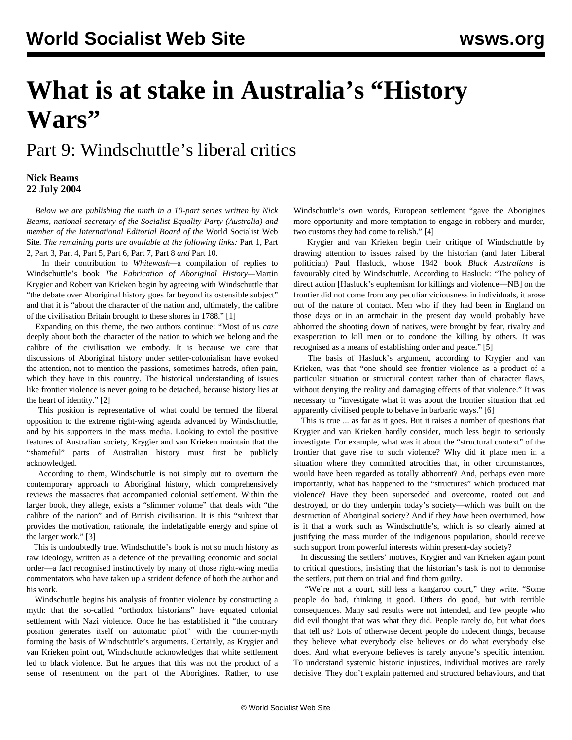# What is at stake in Australia's "History Wars"

## Part 9: Windschuttle's liberal critics

**Nick Beams**
**22 July 2004**

*Below we are publishing the ninth in a 10-part series written by Nick Beams, national secretary of the Socialist Equality Party (Australia) and member of the International Editorial Board of the* World Socialist Web Site*. The remaining parts are available at the following links:* Part 1, Part 2, Part 3, Part 4, Part 5, Part 6, Part 7, Part 8 *and* Part 10*.*

In their contribution to *Whitewash*—a compilation of replies to Windschuttle's book *The Fabrication of Aboriginal History*—Martin Krygier and Robert van Krieken begin by agreeing with Windschuttle that "the debate over Aboriginal history goes far beyond its ostensible subject" and that it is "about the character of the nation and, ultimately, the calibre of the civilisation Britain brought to these shores in 1788." [1]

Expanding on this theme, the two authors continue: "Most of us *care* deeply about both the character of the nation to which we belong and the calibre of the civilisation we embody. It is because we care that discussions of Aboriginal history under settler-colonialism have evoked the attention, not to mention the passions, sometimes hatreds, often pain, which they have in this country. The historical understanding of issues like frontier violence is never going to be detached, because history lies at the heart of identity." [2]

This position is representative of what could be termed the liberal opposition to the extreme right-wing agenda advanced by Windschuttle, and by his supporters in the mass media. Looking to extol the positive features of Australian society, Krygier and van Krieken maintain that the "shameful" parts of Australian history must first be publicly acknowledged.

According to them, Windschuttle is not simply out to overturn the contemporary approach to Aboriginal history, which comprehensively reviews the massacres that accompanied colonial settlement. Within the larger book, they allege, exists a "slimmer volume" that deals with "the calibre of the nation" and of British civilisation. It is this "subtext that provides the motivation, rationale, the indefatigable energy and spine of the larger work." [3]

This is undoubtedly true. Windschuttle's book is not so much history as raw ideology, written as a defence of the prevailing economic and social order—a fact recognised instinctively by many of those right-wing media commentators who have taken up a strident defence of both the author and his work.

Windschuttle begins his analysis of frontier violence by constructing a myth: that the so-called "orthodox historians" have equated colonial settlement with Nazi violence. Once he has established it "the contrary position generates itself on automatic pilot" with the counter-myth forming the basis of Windschuttle's arguments. Certainly, as Krygier and van Krieken point out, Windschuttle acknowledges that white settlement led to black violence. But he argues that this was not the product of a sense of resentment on the part of the Aborigines. Rather, to use Windschuttle's own words, European settlement "gave the Aborigines more opportunity and more temptation to engage in robbery and murder, two customs they had come to relish." [4]

Krygier and van Krieken begin their critique of Windschuttle by drawing attention to issues raised by the historian (and later Liberal politician) Paul Hasluck, whose 1942 book *Black Australians* is favourably cited by Windschuttle. According to Hasluck: "The policy of direct action [Hasluck's euphemism for killings and violence—NB] on the frontier did not come from any peculiar viciousness in individuals, it arose out of the nature of contact. Men who if they had been in England on those days or in an armchair in the present day would probably have abhorred the shooting down of natives, were brought by fear, rivalry and exasperation to kill men or to condone the killing by others. It was recognised as a means of establishing order and peace." [5]

The basis of Hasluck's argument, according to Krygier and van Krieken, was that "one should see frontier violence as a product of a particular situation or structural context rather than of character flaws, without denying the reality and damaging effects of that violence." It was necessary to "investigate what it was about the frontier situation that led apparently civilised people to behave in barbaric ways." [6]

This is true ... as far as it goes. But it raises a number of questions that Krygier and van Krieken hardly consider, much less begin to seriously investigate. For example, what was it about the "structural context" of the frontier that gave rise to such violence? Why did it place men in a situation where they committed atrocities that, in other circumstances, would have been regarded as totally abhorrent? And, perhaps even more importantly, what has happened to the "structures" which produced that violence? Have they been superseded and overcome, rooted out and destroyed, or do they underpin today's society—which was built on the destruction of Aboriginal society? And if they *have* been overturned, how is it that a work such as Windschuttle's, which is so clearly aimed at justifying the mass murder of the indigenous population, should receive such support from powerful interests within present-day society?

In discussing the settlers' motives, Krygier and van Krieken again point to critical questions, insisting that the historian's task is not to demonise the settlers, put them on trial and find them guilty.

"We're not a court, still less a kangaroo court," they write. "Some people do bad, thinking it good. Others do good, but with terrible consequences. Many sad results were not intended, and few people who did evil thought that was what they did. People rarely do, but what does that tell us? Lots of otherwise decent people do indecent things, because they believe what everybody else believes or do what everybody else does. And what everyone believes is rarely anyone's specific intention. To understand systemic historic injustices, individual motives are rarely decisive. They don't explain patterned and structured behaviours, and that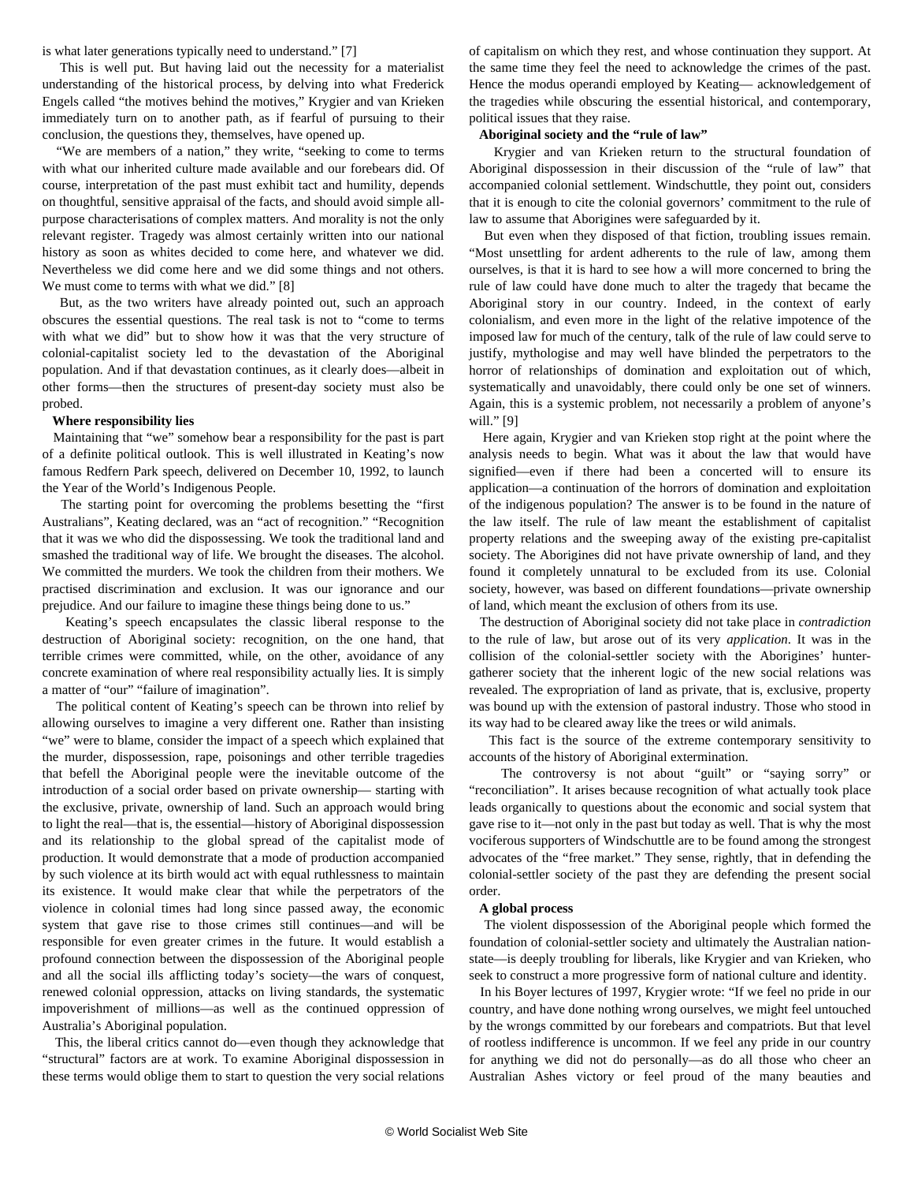is what later generations typically need to understand." [7]

This is well put. But having laid out the necessity for a materialist understanding of the historical process, by delving into what Frederick Engels called "the motives behind the motives," Krygier and van Krieken immediately turn on to another path, as if fearful of pursuing to their conclusion, the questions they, themselves, have opened up.

"We are members of a nation," they write, "seeking to come to terms with what our inherited culture made available and our forebears did. Of course, interpretation of the past must exhibit tact and humility, depends on thoughtful, sensitive appraisal of the facts, and should avoid simple all-purpose characterisations of complex matters. And morality is not the only relevant register. Tragedy was almost certainly written into our national history as soon as whites decided to come here, and whatever we did. Nevertheless we did come here and we did some things and not others. We must come to terms with what we did." [8]

But, as the two writers have already pointed out, such an approach obscures the essential questions. The real task is not to "come to terms with what we did" but to show how it was that the very structure of colonial-capitalist society led to the devastation of the Aboriginal population. And if that devastation continues, as it clearly does—albeit in other forms—then the structures of present-day society must also be probed.

**Where responsibility lies**

Maintaining that "we" somehow bear a responsibility for the past is part of a definite political outlook. This is well illustrated in Keating's now famous Redfern Park speech, delivered on December 10, 1992, to launch the Year of the World's Indigenous People.

The starting point for overcoming the problems besetting the "first Australians", Keating declared, was an "act of recognition." "Recognition that it was we who did the dispossessing. We took the traditional land and smashed the traditional way of life. We brought the diseases. The alcohol. We committed the murders. We took the children from their mothers. We practised discrimination and exclusion. It was our ignorance and our prejudice. And our failure to imagine these things being done to us."

Keating's speech encapsulates the classic liberal response to the destruction of Aboriginal society: recognition, on the one hand, that terrible crimes were committed, while, on the other, avoidance of any concrete examination of where real responsibility actually lies. It is simply a matter of "our" "failure of imagination".

The political content of Keating's speech can be thrown into relief by allowing ourselves to imagine a very different one. Rather than insisting "we" were to blame, consider the impact of a speech which explained that the murder, dispossession, rape, poisonings and other terrible tragedies that befell the Aboriginal people were the inevitable outcome of the introduction of a social order based on private ownership— starting with the exclusive, private, ownership of land. Such an approach would bring to light the real—that is, the essential—history of Aboriginal dispossession and its relationship to the global spread of the capitalist mode of production. It would demonstrate that a mode of production accompanied by such violence at its birth would act with equal ruthlessness to maintain its existence. It would make clear that while the perpetrators of the violence in colonial times had long since passed away, the economic system that gave rise to those crimes still continues—and will be responsible for even greater crimes in the future. It would establish a profound connection between the dispossession of the Aboriginal people and all the social ills afflicting today's society—the wars of conquest, renewed colonial oppression, attacks on living standards, the systematic impoverishment of millions—as well as the continued oppression of Australia's Aboriginal population.

This, the liberal critics cannot do—even though they acknowledge that "structural" factors are at work. To examine Aboriginal dispossession in these terms would oblige them to start to question the very social relations of capitalism on which they rest, and whose continuation they support. At the same time they feel the need to acknowledge the crimes of the past. Hence the modus operandi employed by Keating— acknowledgement of the tragedies while obscuring the essential historical, and contemporary, political issues that they raise.

**Aboriginal society and the "rule of law"**

Krygier and van Krieken return to the structural foundation of Aboriginal dispossession in their discussion of the "rule of law" that accompanied colonial settlement. Windschuttle, they point out, considers that it is enough to cite the colonial governors' commitment to the rule of law to assume that Aborigines were safeguarded by it.

But even when they disposed of that fiction, troubling issues remain. "Most unsettling for ardent adherents to the rule of law, among them ourselves, is that it is hard to see how a will more concerned to bring the rule of law could have done much to alter the tragedy that became the Aboriginal story in our country. Indeed, in the context of early colonialism, and even more in the light of the relative impotence of the imposed law for much of the century, talk of the rule of law could serve to justify, mythologise and may well have blinded the perpetrators to the horror of relationships of domination and exploitation out of which, systematically and unavoidably, there could only be one set of winners. Again, this is a systemic problem, not necessarily a problem of anyone's will." [9]

Here again, Krygier and van Krieken stop right at the point where the analysis needs to begin. What was it about the law that would have signified—even if there had been a concerted will to ensure its application—a continuation of the horrors of domination and exploitation of the indigenous population? The answer is to be found in the nature of the law itself. The rule of law meant the establishment of capitalist property relations and the sweeping away of the existing pre-capitalist society. The Aborigines did not have private ownership of land, and they found it completely unnatural to be excluded from its use. Colonial society, however, was based on different foundations—private ownership of land, which meant the exclusion of others from its use.

The destruction of Aboriginal society did not take place in *contradiction* to the rule of law, but arose out of its very *application*. It was in the collision of the colonial-settler society with the Aborigines' hunter-gatherer society that the inherent logic of the new social relations was revealed. The expropriation of land as private, that is, exclusive, property was bound up with the extension of pastoral industry. Those who stood in its way had to be cleared away like the trees or wild animals.

This fact is the source of the extreme contemporary sensitivity to accounts of the history of Aboriginal extermination.

The controversy is not about "guilt" or "saying sorry" or "reconciliation". It arises because recognition of what actually took place leads organically to questions about the economic and social system that gave rise to it—not only in the past but today as well. That is why the most vociferous supporters of Windschuttle are to be found among the strongest advocates of the "free market." They sense, rightly, that in defending the colonial-settler society of the past they are defending the present social order.

**A global process**

The violent dispossession of the Aboriginal people which formed the foundation of colonial-settler society and ultimately the Australian nation-state—is deeply troubling for liberals, like Krygier and van Krieken, who seek to construct a more progressive form of national culture and identity.

In his Boyer lectures of 1997, Krygier wrote: "If we feel no pride in our country, and have done nothing wrong ourselves, we might feel untouched by the wrongs committed by our forebears and compatriots. But that level of rootless indifference is uncommon. If we feel any pride in our country for anything we did not do personally—as do all those who cheer an Australian Ashes victory or feel proud of the many beauties and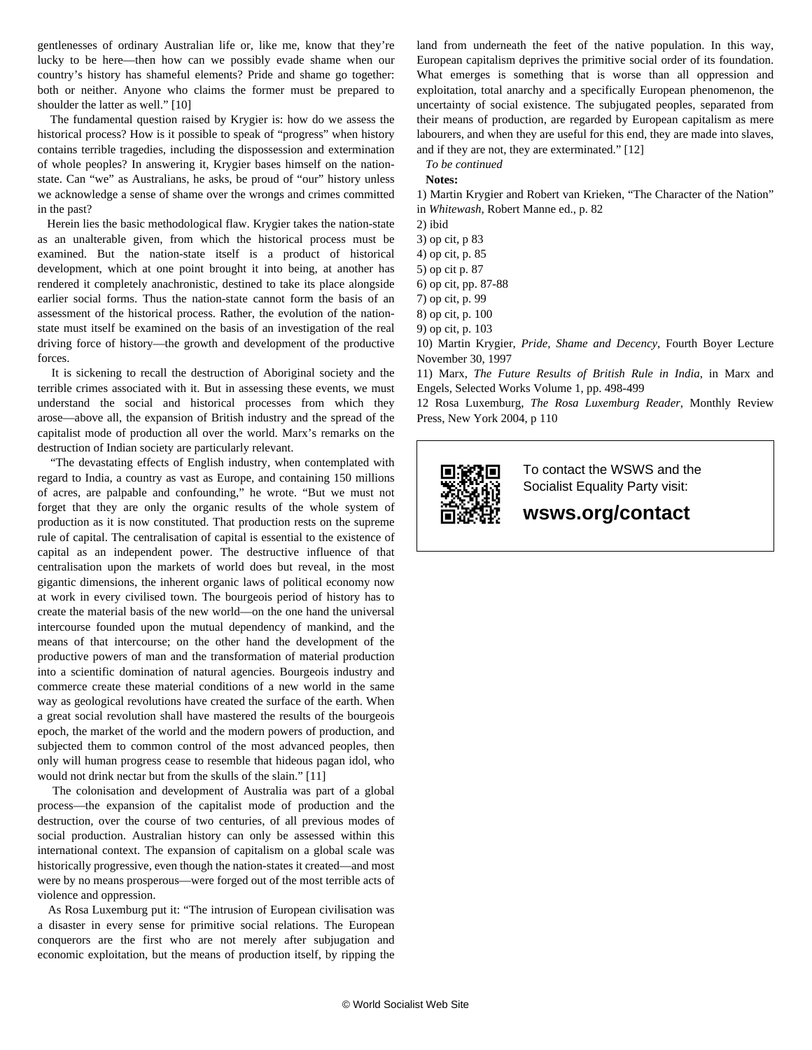gentlenesses of ordinary Australian life or, like me, know that they're lucky to be here—then how can we possibly evade shame when our country's history has shameful elements? Pride and shame go together: both or neither. Anyone who claims the former must be prepared to shoulder the latter as well." [10]

The fundamental question raised by Krygier is: how do we assess the historical process? How is it possible to speak of "progress" when history contains terrible tragedies, including the dispossession and extermination of whole peoples? In answering it, Krygier bases himself on the nation-state. Can "we" as Australians, he asks, be proud of "our" history unless we acknowledge a sense of shame over the wrongs and crimes committed in the past?

Herein lies the basic methodological flaw. Krygier takes the nation-state as an unalterable given, from which the historical process must be examined. But the nation-state itself is a product of historical development, which at one point brought it into being, at another has rendered it completely anachronistic, destined to take its place alongside earlier social forms. Thus the nation-state cannot form the basis of an assessment of the historical process. Rather, the evolution of the nation-state must itself be examined on the basis of an investigation of the real driving force of history—the growth and development of the productive forces.

It is sickening to recall the destruction of Aboriginal society and the terrible crimes associated with it. But in assessing these events, we must understand the social and historical processes from which they arose—above all, the expansion of British industry and the spread of the capitalist mode of production all over the world. Marx's remarks on the destruction of Indian society are particularly relevant.

"The devastating effects of English industry, when contemplated with regard to India, a country as vast as Europe, and containing 150 millions of acres, are palpable and confounding," he wrote. "But we must not forget that they are only the organic results of the whole system of production as it is now constituted. That production rests on the supreme rule of capital. The centralisation of capital is essential to the existence of capital as an independent power. The destructive influence of that centralisation upon the markets of world does but reveal, in the most gigantic dimensions, the inherent organic laws of political economy now at work in every civilised town. The bourgeois period of history has to create the material basis of the new world—on the one hand the universal intercourse founded upon the mutual dependency of mankind, and the means of that intercourse; on the other hand the development of the productive powers of man and the transformation of material production into a scientific domination of natural agencies. Bourgeois industry and commerce create these material conditions of a new world in the same way as geological revolutions have created the surface of the earth. When a great social revolution shall have mastered the results of the bourgeois epoch, the market of the world and the modern powers of production, and subjected them to common control of the most advanced peoples, then only will human progress cease to resemble that hideous pagan idol, who would not drink nectar but from the skulls of the slain." [11]

The colonisation and development of Australia was part of a global process—the expansion of the capitalist mode of production and the destruction, over the course of two centuries, of all previous modes of social production. Australian history can only be assessed within this international context. The expansion of capitalism on a global scale was historically progressive, even though the nation-states it created—and most were by no means prosperous—were forged out of the most terrible acts of violence and oppression.

As Rosa Luxemburg put it: "The intrusion of European civilisation was a disaster in every sense for primitive social relations. The European conquerors are the first who are not merely after subjugation and economic exploitation, but the means of production itself, by ripping the land from underneath the feet of the native population. In this way, European capitalism deprives the primitive social order of its foundation. What emerges is something that is worse than all oppression and exploitation, total anarchy and a specifically European phenomenon, the uncertainty of social existence. The subjugated peoples, separated from their means of production, are regarded by European capitalism as mere labourers, and when they are useful for this end, they are made into slaves, and if they are not, they are exterminated." [12]

*To be continued*

**Notes:**

1) Martin Krygier and Robert van Krieken, "The Character of the Nation" in *Whitewash*, Robert Manne ed., p. 82

2) ibid

3) op cit, p 83

4) op cit, p. 85

5) op cit p. 87

6) op cit, pp. 87-88

7) op cit, p. 99

8) op cit, p. 100

9) op cit, p. 103

10) Martin Krygier, *Pride, Shame and Decency*, Fourth Boyer Lecture November 30, 1997

11) Marx, *The Future Results of British Rule in India*, in Marx and Engels, Selected Works Volume 1, pp. 498-499

12 Rosa Luxemburg, *The Rosa Luxemburg Reader*, Monthly Review Press, New York 2004, p 110

To contact the WSWS and the Socialist Equality Party visit:

**wsws.org/contact**